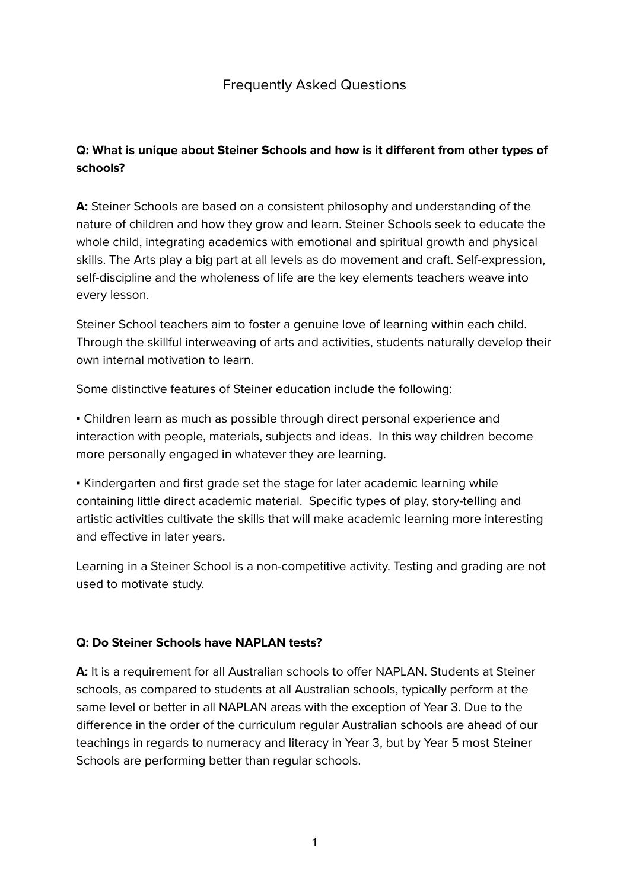# Frequently Asked Questions

**Q: What is unique about Steiner Schools and how is it different from other types of schools?**

**A:** Steiner Schools are based on a consistent philosophy and understanding of the nature of children and how they grow and learn. Steiner Schools seek to educate the whole child, integrating academics with emotional and spiritual growth and physical skills. The Arts play a big part at all levels as do movement and craft. Self-expression, self-discipline and the wholeness of life are the key elements teachers weave into every lesson.

Steiner School teachers aim to foster a genuine love of learning within each child. Through the skillful interweaving of arts and activities, students naturally develop their own internal motivation to learn.

Some distinctive features of Steiner education include the following:

- Children learn as much as possible through direct personal experience and interaction with people, materials, subjects and ideas. In this way children become more personally engaged in whatever they are learning.

- Kindergarten and first grade set the stage for later academic learning while containing little direct academic material. Specific types of play, story-telling and artistic activities cultivate the skills that will make academic learning more interesting and effective in later years.

Learning in a Steiner School is a non-competitive activity. Testing and grading are not used to motivate study.

**Q: Do Steiner Schools have NAPLAN tests?**

**A:** It is a requirement for all Australian schools to offer NAPLAN. Students at Steiner schools, as compared to students at all Australian schools, typically perform at the same level or better in all NAPLAN areas with the exception of Year 3. Due to the difference in the order of the curriculum regular Australian schools are ahead of our teachings in regards to numeracy and literacy in Year 3, but by Year 5 most Steiner Schools are performing better than regular schools.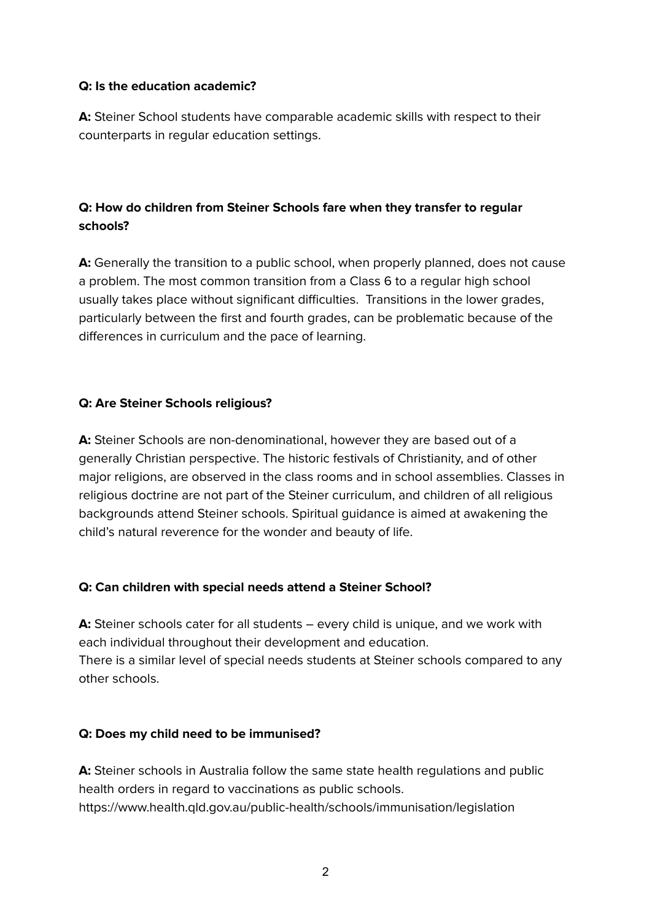**Q: Is the education academic?**

**A:** Steiner School students have comparable academic skills with respect to their counterparts in regular education settings.

**Q: How do children from Steiner Schools fare when they transfer to regular schools?**

**A:** Generally the transition to a public school, when properly planned, does not cause a problem. The most common transition from a Class 6 to a regular high school usually takes place without significant difficulties. Transitions in the lower grades, particularly between the first and fourth grades, can be problematic because of the differences in curriculum and the pace of learning.

**Q: Are Steiner Schools religious?**

**A:** Steiner Schools are non-denominational, however they are based out of a generally Christian perspective. The historic festivals of Christianity, and of other major religions, are observed in the class rooms and in school assemblies. Classes in religious doctrine are not part of the Steiner curriculum, and children of all religious backgrounds attend Steiner schools. Spiritual guidance is aimed at awakening the child's natural reverence for the wonder and beauty of life.

**Q: Can children with special needs attend a Steiner School?**

**A:** Steiner schools cater for all students – every child is unique, and we work with each individual throughout their development and education.
There is a similar level of special needs students at Steiner schools compared to any other schools.

**Q: Does my child need to be immunised?**

**A:** Steiner schools in Australia follow the same state health regulations and public health orders in regard to vaccinations as public schools.
https://www.health.qld.gov.au/public-health/schools/immunisation/legislation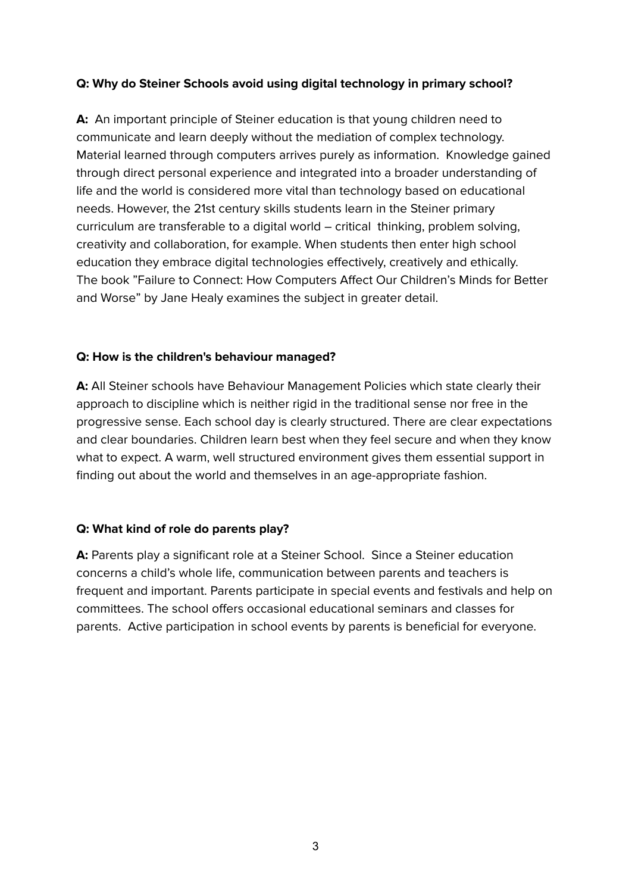**Q: Why do Steiner Schools avoid using digital technology in primary school?**

**A:** An important principle of Steiner education is that young children need to communicate and learn deeply without the mediation of complex technology. Material learned through computers arrives purely as information. Knowledge gained through direct personal experience and integrated into a broader understanding of life and the world is considered more vital than technology based on educational needs. However, the 21st century skills students learn in the Steiner primary curriculum are transferable to a digital world – critical thinking, problem solving, creativity and collaboration, for example. When students then enter high school education they embrace digital technologies effectively, creatively and ethically. The book "Failure to Connect: How Computers Affect Our Children's Minds for Better and Worse" by Jane Healy examines the subject in greater detail.

**Q: How is the children's behaviour managed?**

**A:** All Steiner schools have Behaviour Management Policies which state clearly their approach to discipline which is neither rigid in the traditional sense nor free in the progressive sense. Each school day is clearly structured. There are clear expectations and clear boundaries. Children learn best when they feel secure and when they know what to expect. A warm, well structured environment gives them essential support in finding out about the world and themselves in an age-appropriate fashion.

**Q: What kind of role do parents play?**

**A:** Parents play a significant role at a Steiner School. Since a Steiner education concerns a child's whole life, communication between parents and teachers is frequent and important. Parents participate in special events and festivals and help on committees. The school offers occasional educational seminars and classes for parents. Active participation in school events by parents is beneficial for everyone.